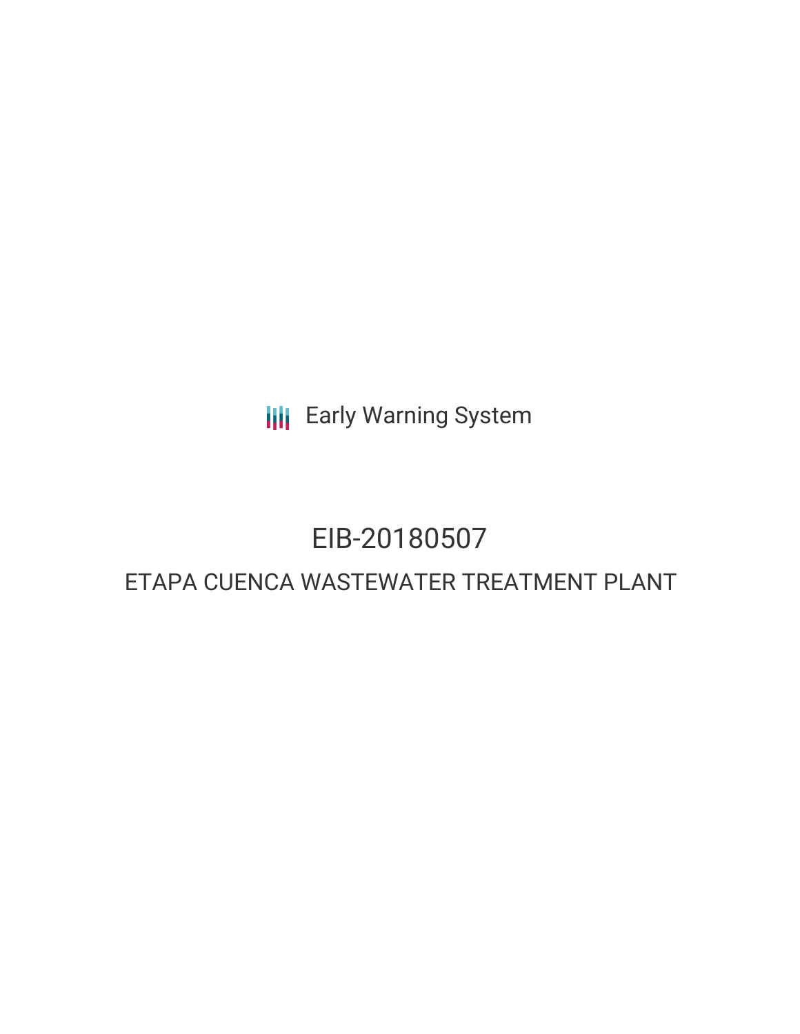Early Warning System

# EIB-20180507

## ETAPA CUENCA WASTEWATER TREATMENT PLANT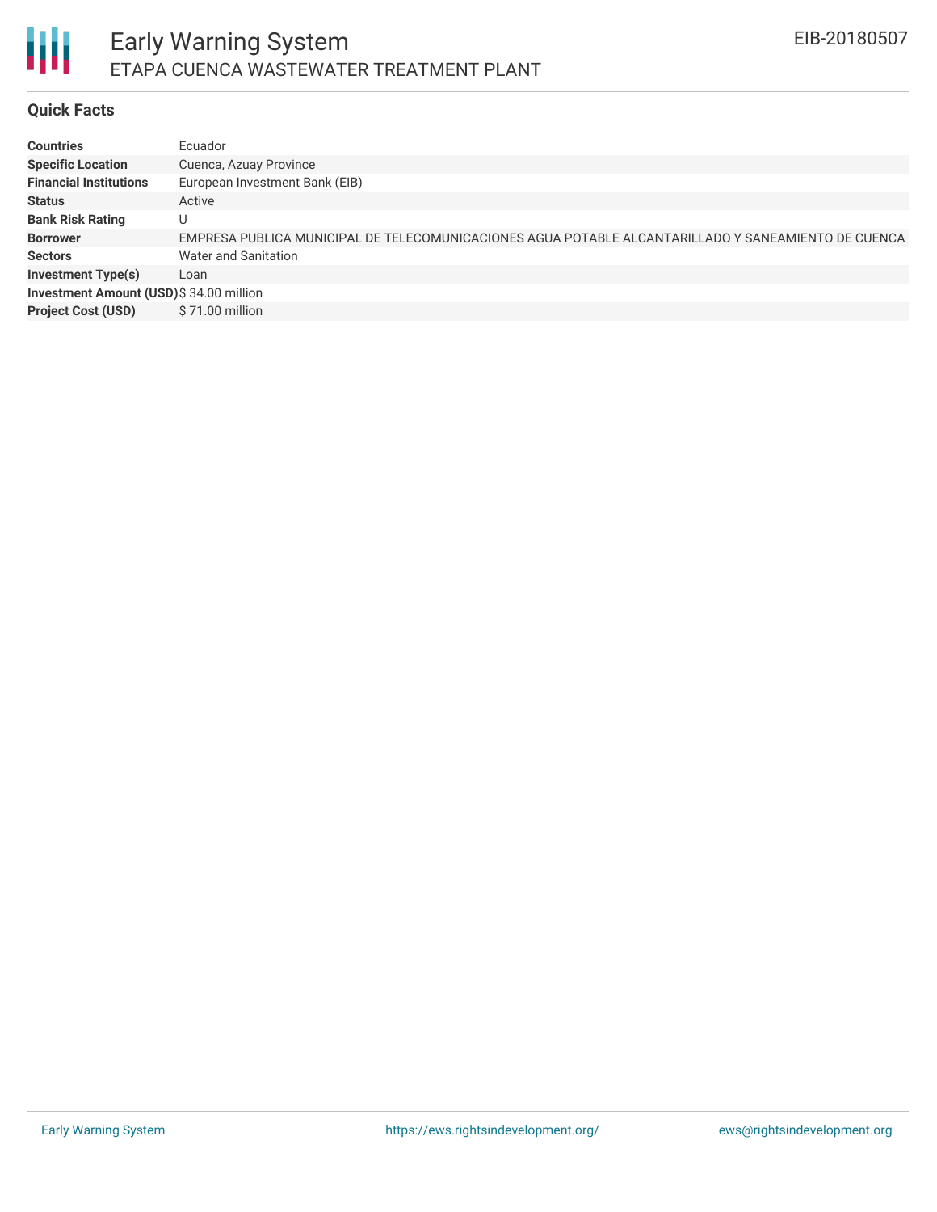## Quick Facts

| | |
|---|---|
| **Countries** | Ecuador |
| **Specific Location** | Cuenca, Azuay Province |
| **Financial Institutions** | European Investment Bank (EIB) |
| **Status** | Active |
| **Bank Risk Rating** | U |
| **Borrower** | EMPRESA PUBLICA MUNICIPAL DE TELECOMUNICACIONES AGUA POTABLE ALCANTARILLADO Y SANEAMIENTO DE CUENCA |
| **Sectors** | Water and Sanitation |
| **Investment Type(s)** | Loan |
| **Investment Amount (USD)** | $ 34.00 million |
| **Project Cost (USD)** | $ 71.00 million |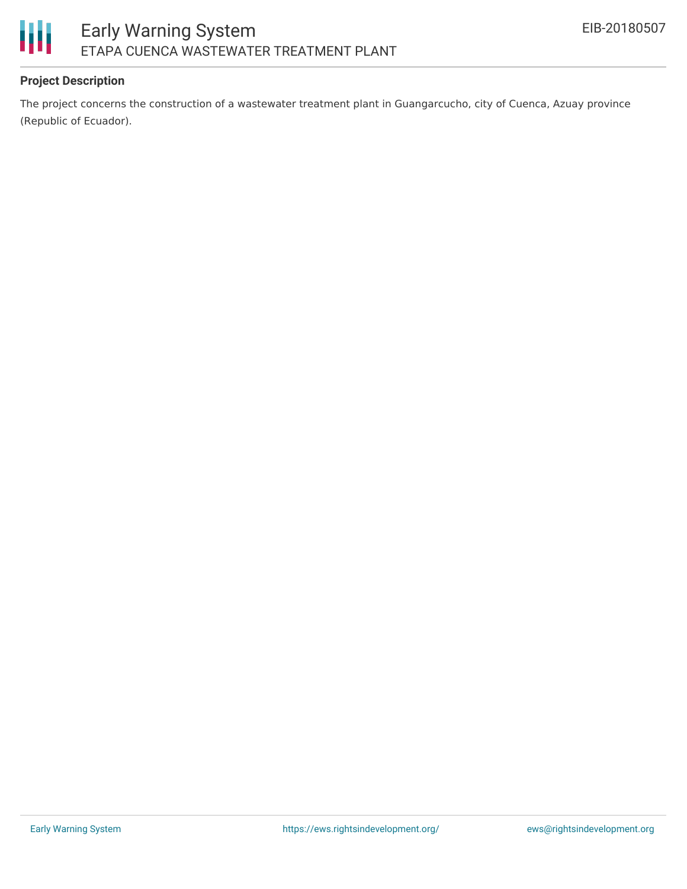## Project Description

The project concerns the construction of a wastewater treatment plant in Guangarcucho, city of Cuenca, Azuay province (Republic of Ecuador).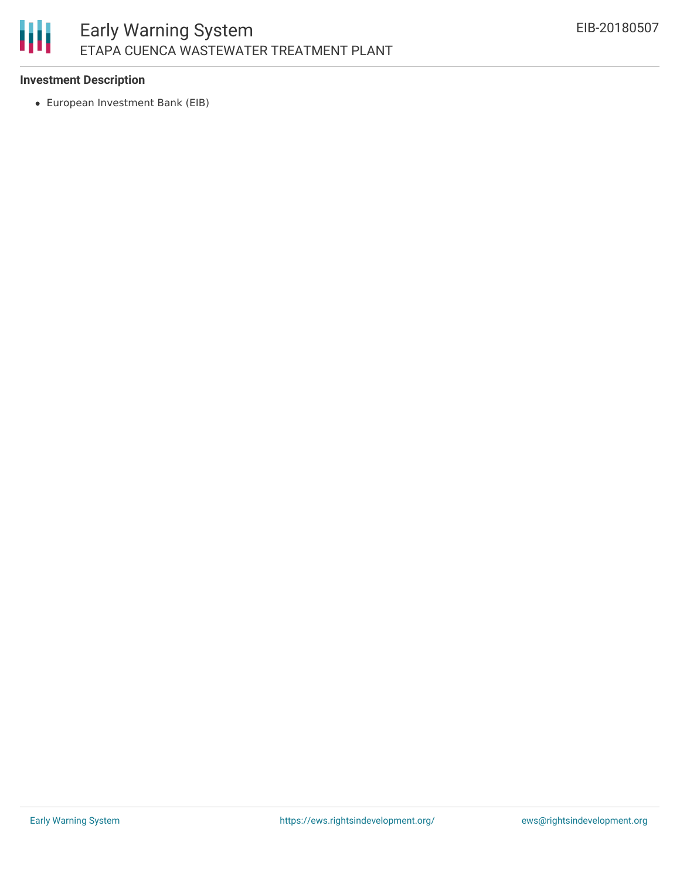**Investment Description**

- European Investment Bank (EIB)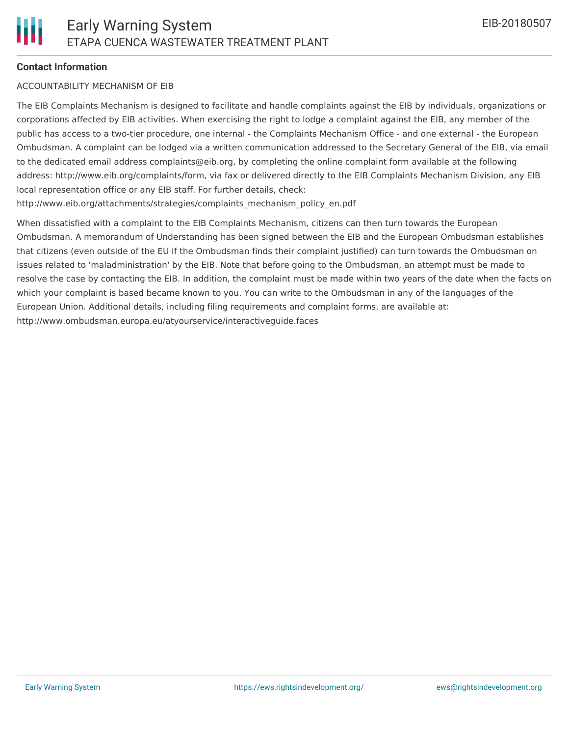**Contact Information**

ACCOUNTABILITY MECHANISM OF EIB

The EIB Complaints Mechanism is designed to facilitate and handle complaints against the EIB by individuals, organizations or corporations affected by EIB activities. When exercising the right to lodge a complaint against the EIB, any member of the public has access to a two-tier procedure, one internal - the Complaints Mechanism Office - and one external - the European Ombudsman. A complaint can be lodged via a written communication addressed to the Secretary General of the EIB, via email to the dedicated email address complaints@eib.org, by completing the online complaint form available at the following address: http://www.eib.org/complaints/form, via fax or delivered directly to the EIB Complaints Mechanism Division, any EIB local representation office or any EIB staff. For further details, check: http://www.eib.org/attachments/strategies/complaints_mechanism_policy_en.pdf

When dissatisfied with a complaint to the EIB Complaints Mechanism, citizens can then turn towards the European Ombudsman. A memorandum of Understanding has been signed between the EIB and the European Ombudsman establishes that citizens (even outside of the EU if the Ombudsman finds their complaint justified) can turn towards the Ombudsman on issues related to 'maladministration' by the EIB. Note that before going to the Ombudsman, an attempt must be made to resolve the case by contacting the EIB. In addition, the complaint must be made within two years of the date when the facts on which your complaint is based became known to you. You can write to the Ombudsman in any of the languages of the European Union. Additional details, including filing requirements and complaint forms, are available at: http://www.ombudsman.europa.eu/atyourservice/interactiveguide.faces